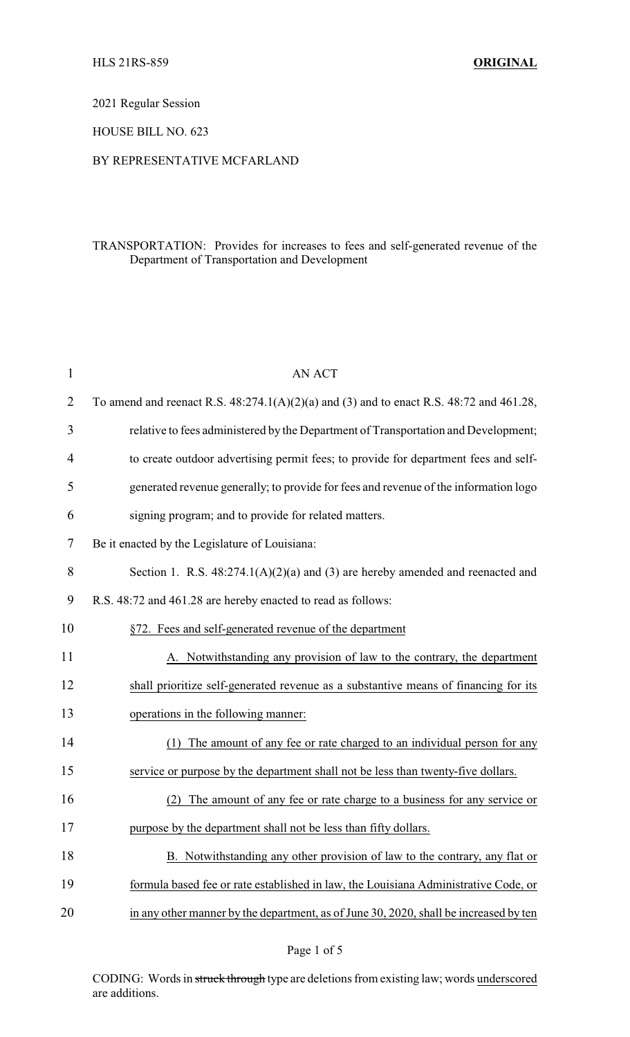HLS 21RS-859 **ORIGINAL**

2021 Regular Session

HOUSE BILL NO. 623

BY REPRESENTATIVE MCFARLAND

TRANSPORTATION: Provides for increases to fees and self-generated revenue of the Department of Transportation and Development

AN ACT

To amend and reenact R.S. 48:274.1(A)(2)(a) and (3) and to enact R.S. 48:72 and 461.28, relative to fees administered by the Department of Transportation and Development; to create outdoor advertising permit fees; to provide for department fees and self-generated revenue generally; to provide for fees and revenue of the information logo signing program; and to provide for related matters.

Be it enacted by the Legislature of Louisiana:

Section 1. R.S. 48:274.1(A)(2)(a) and (3) are hereby amended and reenacted and R.S. 48:72 and 461.28 are hereby enacted to read as follows:

<u>§72. Fees and self-generated revenue of the department</u>

<u>A. Notwithstanding any provision of law to the contrary, the department shall prioritize self-generated revenue as a substantive means of financing for its operations in the following manner:</u>

<u>(1) The amount of any fee or rate charged to an individual person for any service or purpose by the department shall not be less than twenty-five dollars.</u>

<u>(2) The amount of any fee or rate charge to a business for any service or purpose by the department shall not be less than fifty dollars.</u>

<u>B. Notwithstanding any other provision of law to the contrary, any flat or formula based fee or rate established in law, the Louisiana Administrative Code, or in any other manner by the department, as of June 30, 2020, shall be increased by ten</u>

CODING: Words in ~~struck through~~ type are deletions from existing law; words <u>underscored</u> are additions.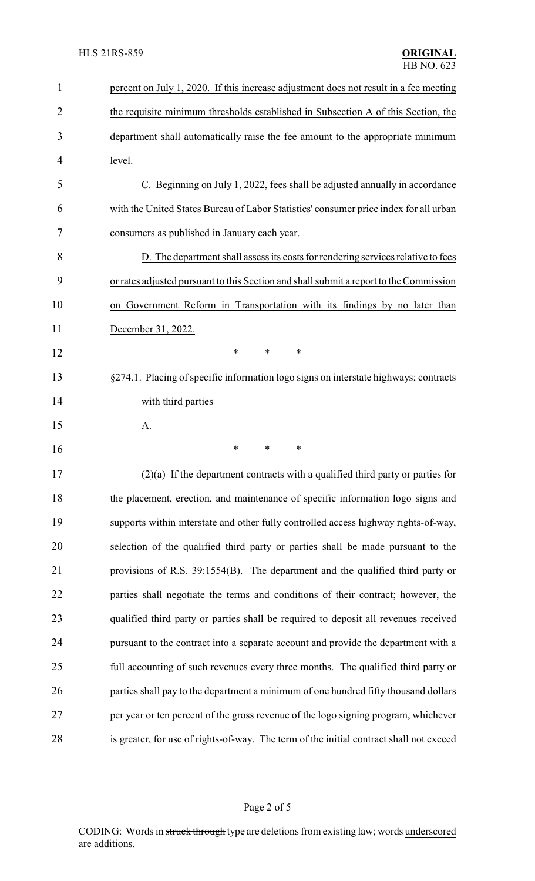percent on July 1, 2020. If this increase adjustment does not result in a fee meeting the requisite minimum thresholds established in Subsection A of this Section, the department shall automatically raise the fee amount to the appropriate minimum level.

C. Beginning on July 1, 2022, fees shall be adjusted annually in accordance with the United States Bureau of Labor Statistics' consumer price index for all urban consumers as published in January each year.

D. The department shall assess its costs for rendering services relative to fees or rates adjusted pursuant to this Section and shall submit a report to the Commission on Government Reform in Transportation with its findings by no later than December 31, 2022.

\* \* \*

§274.1. Placing of specific information logo signs on interstate highways; contracts with third parties

A.

\* \* \*

(2)(a) If the department contracts with a qualified third party or parties for the placement, erection, and maintenance of specific information logo signs and supports within interstate and other fully controlled access highway rights-of-way, selection of the qualified third party or parties shall be made pursuant to the provisions of R.S. 39:1554(B). The department and the qualified third party or parties shall negotiate the terms and conditions of their contract; however, the qualified third party or parties shall be required to deposit all revenues received pursuant to the contract into a separate account and provide the department with a full accounting of such revenues every three months. The qualified third party or parties shall pay to the department ~~a minimum of one hundred fifty thousand dollars per year or~~ ten percent of the gross revenue of the logo signing program~~, whichever is greater,~~ for use of rights-of-way. The term of the initial contract shall not exceed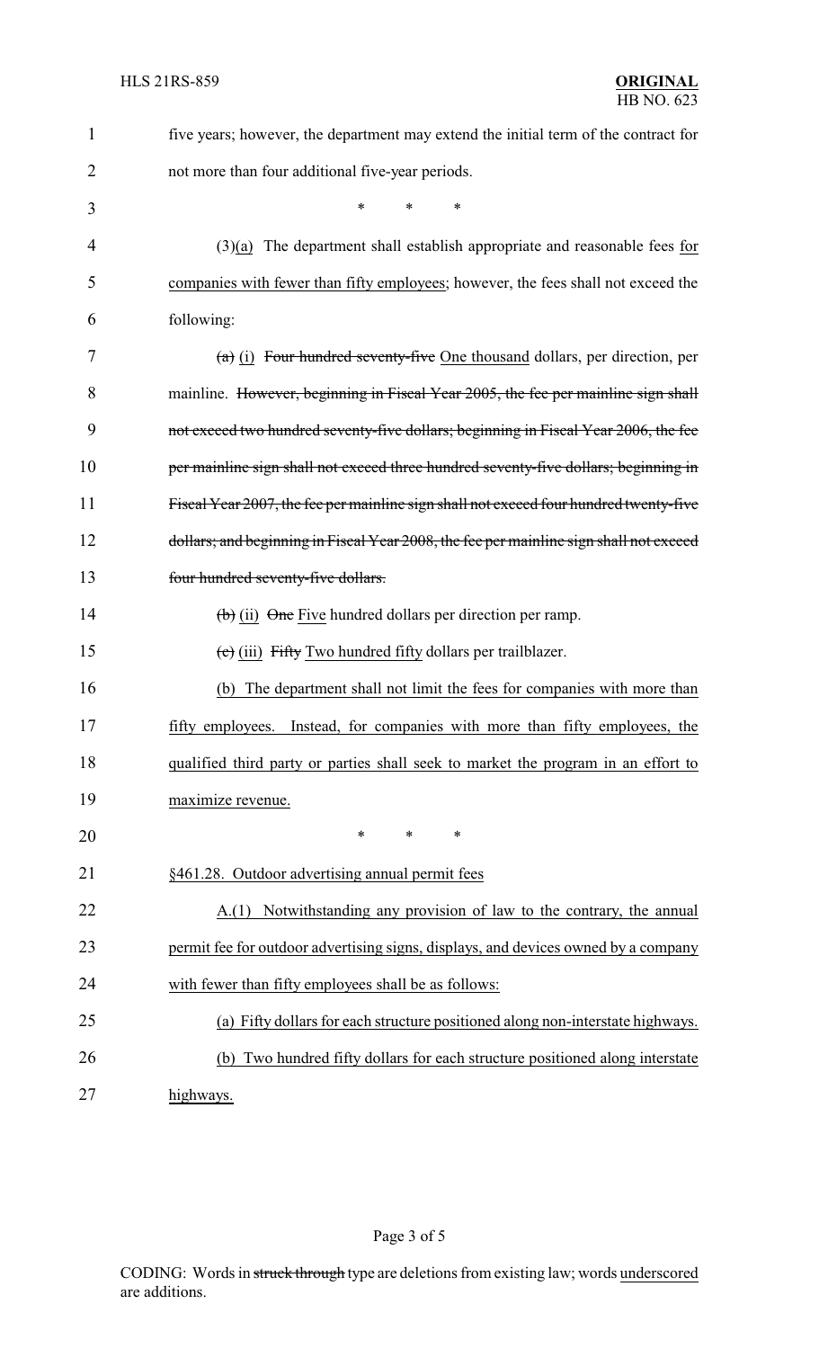five years; however, the department may extend the initial term of the contract for not more than four additional five-year periods.

\* \* \*

(3)(a) The department shall establish appropriate and reasonable fees for companies with fewer than fifty employees; however, the fees shall not exceed the following:

~~(a)~~ (i) ~~Four hundred seventy-five~~ One thousand dollars, per direction, per mainline. ~~However, beginning in Fiscal Year 2005, the fee per mainline sign shall not exceed two hundred seventy-five dollars; beginning in Fiscal Year 2006, the fee per mainline sign shall not exceed three hundred seventy-five dollars; beginning in Fiscal Year 2007, the fee per mainline sign shall not exceed four hundred twenty-five dollars; and beginning in Fiscal Year 2008, the fee per mainline sign shall not exceed four hundred seventy-five dollars.~~

~~(b)~~ (ii) ~~One~~ Five hundred dollars per direction per ramp.

~~(c)~~ (iii) ~~Fifty~~ Two hundred fifty dollars per trailblazer.

(b) The department shall not limit the fees for companies with more than fifty employees. Instead, for companies with more than fifty employees, the qualified third party or parties shall seek to market the program in an effort to maximize revenue.

\* \* \*

§461.28. Outdoor advertising annual permit fees

A.(1) Notwithstanding any provision of law to the contrary, the annual permit fee for outdoor advertising signs, displays, and devices owned by a company with fewer than fifty employees shall be as follows:

(a) Fifty dollars for each structure positioned along non-interstate highways.

(b) Two hundred fifty dollars for each structure positioned along interstate highways.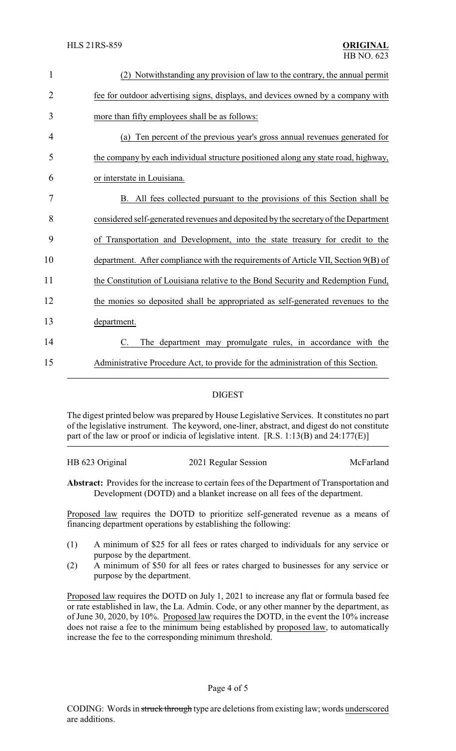(2) Notwithstanding any provision of law to the contrary, the annual permit fee for outdoor advertising signs, displays, and devices owned by a company with more than fifty employees shall be as follows:

(a) Ten percent of the previous year's gross annual revenues generated for the company by each individual structure positioned along any state road, highway, or interstate in Louisiana.

B. All fees collected pursuant to the provisions of this Section shall be considered self-generated revenues and deposited by the secretary of the Department of Transportation and Development, into the state treasury for credit to the department. After compliance with the requirements of Article VII, Section 9(B) of the Constitution of Louisiana relative to the Bond Security and Redemption Fund, the monies so deposited shall be appropriated as self-generated revenues to the department.

C. The department may promulgate rules, in accordance with the Administrative Procedure Act, to provide for the administration of this Section.

## DIGEST

The digest printed below was prepared by House Legislative Services. It constitutes no part of the legislative instrument. The keyword, one-liner, abstract, and digest do not constitute part of the law or proof or indicia of legislative intent. [R.S. 1:13(B) and 24:177(E)]

HB 623 Original — 2021 Regular Session — McFarland

**Abstract:** Provides for the increase to certain fees of the Department of Transportation and Development (DOTD) and a blanket increase on all fees of the department.

Proposed law requires the DOTD to prioritize self-generated revenue as a means of financing department operations by establishing the following:

(1) A minimum of $25 for all fees or rates charged to individuals for any service or purpose by the department.

(2) A minimum of $50 for all fees or rates charged to businesses for any service or purpose by the department.

Proposed law requires the DOTD on July 1, 2021 to increase any flat or formula based fee or rate established in law, the La. Admin. Code, or any other manner by the department, as of June 30, 2020, by 10%. Proposed law requires the DOTD, in the event the 10% increase does not raise a fee to the minimum being established by proposed law, to automatically increase the fee to the corresponding minimum threshold.

CODING: Words in ~~struck through~~ type are deletions from existing law; words underscored are additions.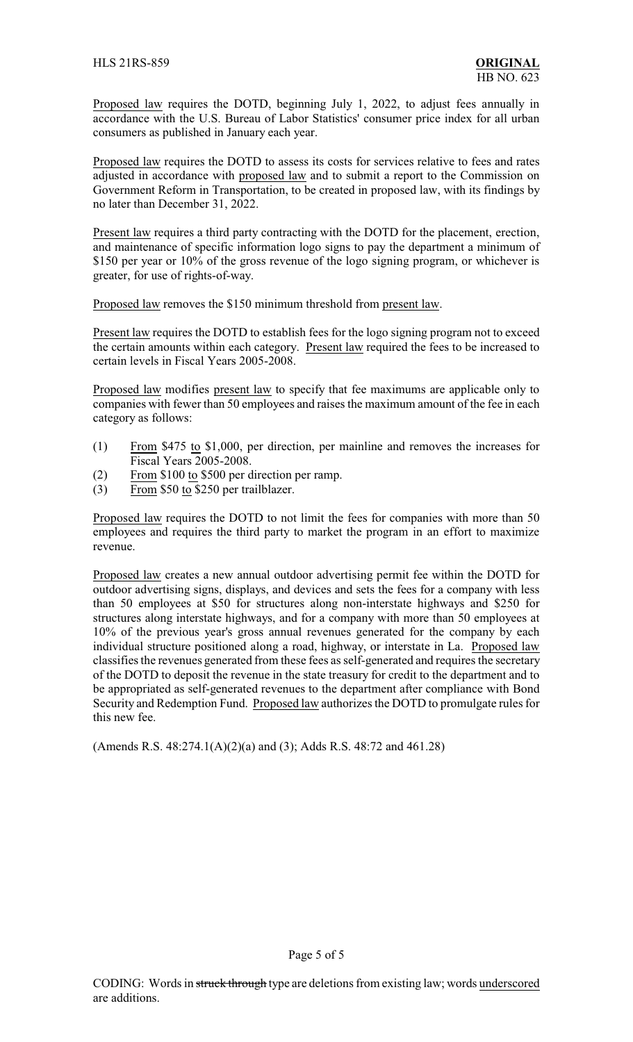Proposed law requires the DOTD, beginning July 1, 2022, to adjust fees annually in accordance with the U.S. Bureau of Labor Statistics' consumer price index for all urban consumers as published in January each year.

Proposed law requires the DOTD to assess its costs for services relative to fees and rates adjusted in accordance with proposed law and to submit a report to the Commission on Government Reform in Transportation, to be created in proposed law, with its findings by no later than December 31, 2022.

Present law requires a third party contracting with the DOTD for the placement, erection, and maintenance of specific information logo signs to pay the department a minimum of $150 per year or 10% of the gross revenue of the logo signing program, or whichever is greater, for use of rights-of-way.

Proposed law removes the $150 minimum threshold from present law.

Present law requires the DOTD to establish fees for the logo signing program not to exceed the certain amounts within each category. Present law required the fees to be increased to certain levels in Fiscal Years 2005-2008.

Proposed law modifies present law to specify that fee maximums are applicable only to companies with fewer than 50 employees and raises the maximum amount of the fee in each category as follows:

(1) From $475 to $1,000, per direction, per mainline and removes the increases for Fiscal Years 2005-2008.
(2) From $100 to $500 per direction per ramp.
(3) From $50 to $250 per trailblazer.

Proposed law requires the DOTD to not limit the fees for companies with more than 50 employees and requires the third party to market the program in an effort to maximize revenue.

Proposed law creates a new annual outdoor advertising permit fee within the DOTD for outdoor advertising signs, displays, and devices and sets the fees for a company with less than 50 employees at $50 for structures along non-interstate highways and $250 for structures along interstate highways, and for a company with more than 50 employees at 10% of the previous year's gross annual revenues generated for the company by each individual structure positioned along a road, highway, or interstate in La. Proposed law classifies the revenues generated from these fees as self-generated and requires the secretary of the DOTD to deposit the revenue in the state treasury for credit to the department and to be appropriated as self-generated revenues to the department after compliance with Bond Security and Redemption Fund. Proposed law authorizes the DOTD to promulgate rules for this new fee.

(Amends R.S. 48:274.1(A)(2)(a) and (3); Adds R.S. 48:72 and 461.28)